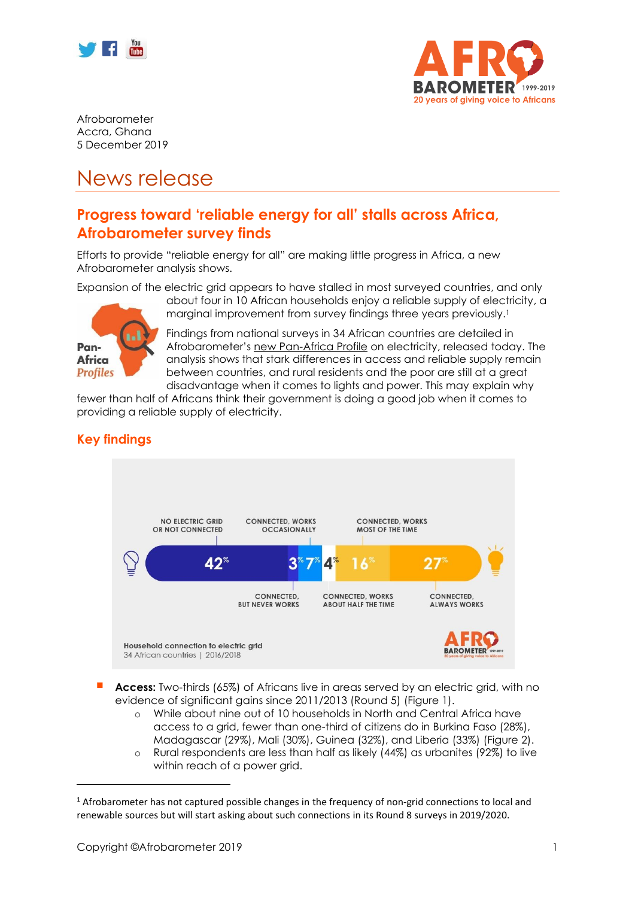Afrobarometer
Accra, Ghana
5 December 2019

# News release

## Progress toward 'reliable energy for all' stalls across Africa, Afrobarometer survey finds

Efforts to provide "reliable energy for all" are making little progress in Africa, a new Afrobarometer analysis shows.

Expansion of the electric grid appears to have stalled in most surveyed countries, and only about four in 10 African households enjoy a reliable supply of electricity, a marginal improvement from survey findings three years previously.[1]

Findings from national surveys in 34 African countries are detailed in Afrobarometer's new Pan-Africa Profile on electricity, released today. The analysis shows that stark differences in access and reliable supply remain between countries, and rural residents and the poor are still at a great disadvantage when it comes to lights and power. This may explain why fewer than half of Africans think their government is doing a good job when it comes to providing a reliable supply of electricity.

## Key findings

Household connection to electric grid
34 African countries | 2016/2018

| No electric grid or not connected | Connected, but never works | Connected, works occasionally | Connected, works about half the time | Connected, works most of the time | Connected, always works |
|---|---|---|---|---|---|
| 42% | 3% | 7% | 4% | 16% | 27% |

- **Access:** Two-thirds (65%) of Africans live in areas served by an electric grid, with no evidence of significant gains since 2011/2013 (Round 5) (Figure 1).
  - While about nine out of 10 households in North and Central Africa have access to a grid, fewer than one-third of citizens do in Burkina Faso (28%), Madagascar (29%), Mali (30%), Guinea (32%), and Liberia (33%) (Figure 2).
  - Rural respondents are less than half as likely (44%) as urbanites (92%) to live within reach of a power grid.

[1] Afrobarometer has not captured possible changes in the frequency of non-grid connections to local and renewable sources but will start asking about such connections in its Round 8 surveys in 2019/2020.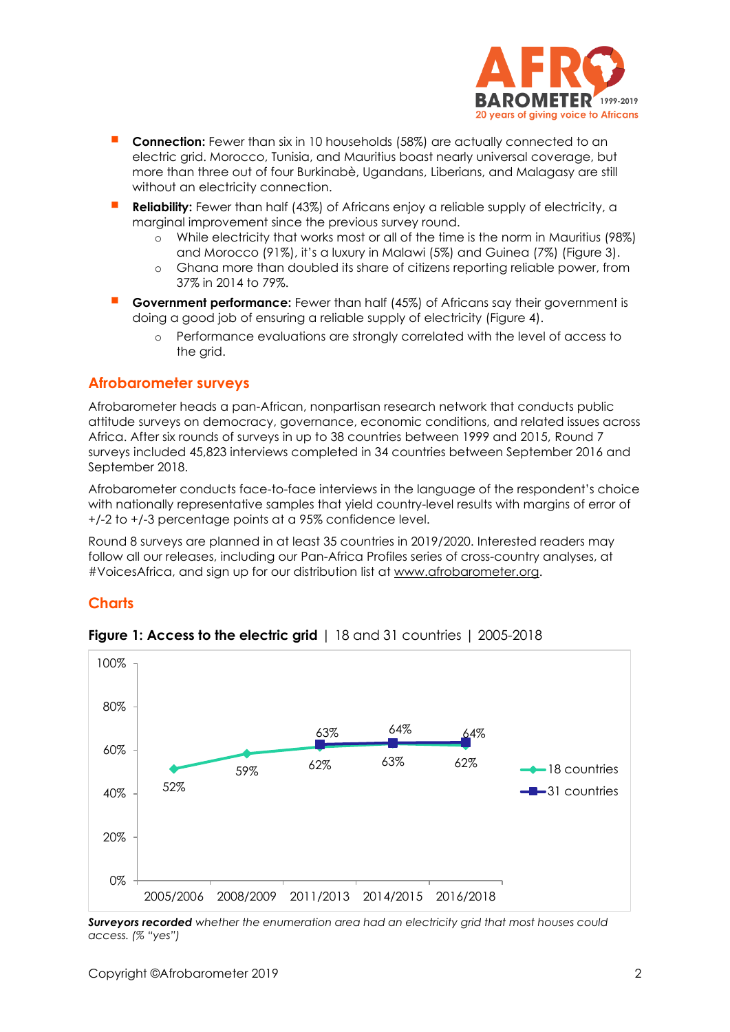- **Connection:** Fewer than six in 10 households (58%) are actually connected to an electric grid. Morocco, Tunisia, and Mauritius boast nearly universal coverage, but more than three out of four Burkinabè, Ugandans, Liberians, and Malagasy are still without an electricity connection.
- **Reliability:** Fewer than half (43%) of Africans enjoy a reliable supply of electricity, a marginal improvement since the previous survey round.
  - While electricity that works most or all of the time is the norm in Mauritius (98%) and Morocco (91%), it's a luxury in Malawi (5%) and Guinea (7%) (Figure 3).
  - Ghana more than doubled its share of citizens reporting reliable power, from 37% in 2014 to 79%.
- **Government performance:** Fewer than half (45%) of Africans say their government is doing a good job of ensuring a reliable supply of electricity (Figure 4).
  - Performance evaluations are strongly correlated with the level of access to the grid.

## Afrobarometer surveys

Afrobarometer heads a pan-African, nonpartisan research network that conducts public attitude surveys on democracy, governance, economic conditions, and related issues across Africa. After six rounds of surveys in up to 38 countries between 1999 and 2015, Round 7 surveys included 45,823 interviews completed in 34 countries between September 2016 and September 2018.

Afrobarometer conducts face-to-face interviews in the language of the respondent's choice with nationally representative samples that yield country-level results with margins of error of +/-2 to +/-3 percentage points at a 95% confidence level.

Round 8 surveys are planned in at least 35 countries in 2019/2020. Interested readers may follow all our releases, including our Pan-Africa Profiles series of cross-country analyses, at #VoicesAfrica, and sign up for our distribution list at www.afrobarometer.org.

## Charts

**Figure 1: Access to the electric grid** | 18 and 31 countries | 2005-2018

| | 2005/2006 | 2008/2009 | 2011/2013 | 2014/2015 | 2016/2018 |
|---|---|---|---|---|---|
| 18 countries | 52% | 59% | 62% | 63% | 62% |
| 31 countries | | | 63% | 64% | 64% |

***Surveyors recorded** whether the enumeration area had an electricity grid that most houses could access. (% "yes")*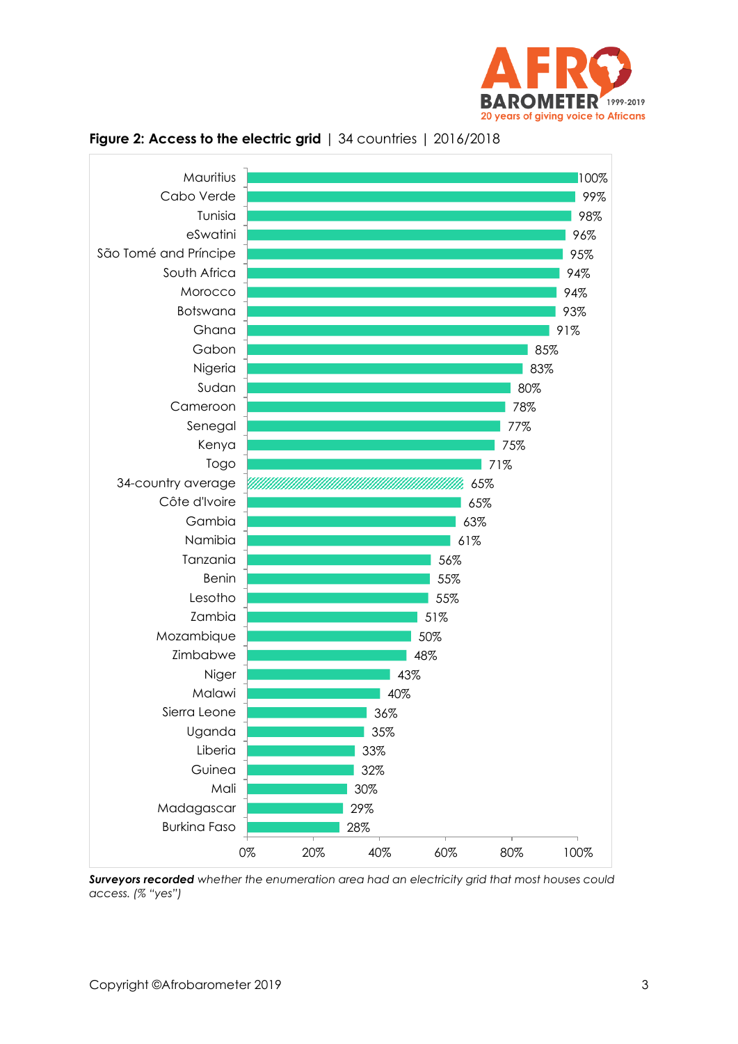**Figure 2: Access to the electric grid** | 34 countries | 2016/2018

| Country | % |
|---|---|
| Mauritius | 100% |
| Cabo Verde | 99% |
| Tunisia | 98% |
| eSwatini | 96% |
| São Tomé and Príncipe | 95% |
| South Africa | 94% |
| Morocco | 94% |
| Botswana | 93% |
| Ghana | 91% |
| Gabon | 85% |
| Nigeria | 83% |
| Sudan | 80% |
| Cameroon | 78% |
| Senegal | 77% |
| Kenya | 75% |
| Togo | 71% |
| 34-country average | 65% |
| Côte d'Ivoire | 65% |
| Gambia | 63% |
| Namibia | 61% |
| Tanzania | 56% |
| Benin | 55% |
| Lesotho | 55% |
| Zambia | 51% |
| Mozambique | 50% |
| Zimbabwe | 48% |
| Niger | 43% |
| Malawi | 40% |
| Sierra Leone | 36% |
| Uganda | 35% |
| Liberia | 33% |
| Guinea | 32% |
| Mali | 30% |
| Madagascar | 29% |
| Burkina Faso | 28% |

***Surveyors recorded*** *whether the enumeration area had an electricity grid that most houses could access. (% "yes")*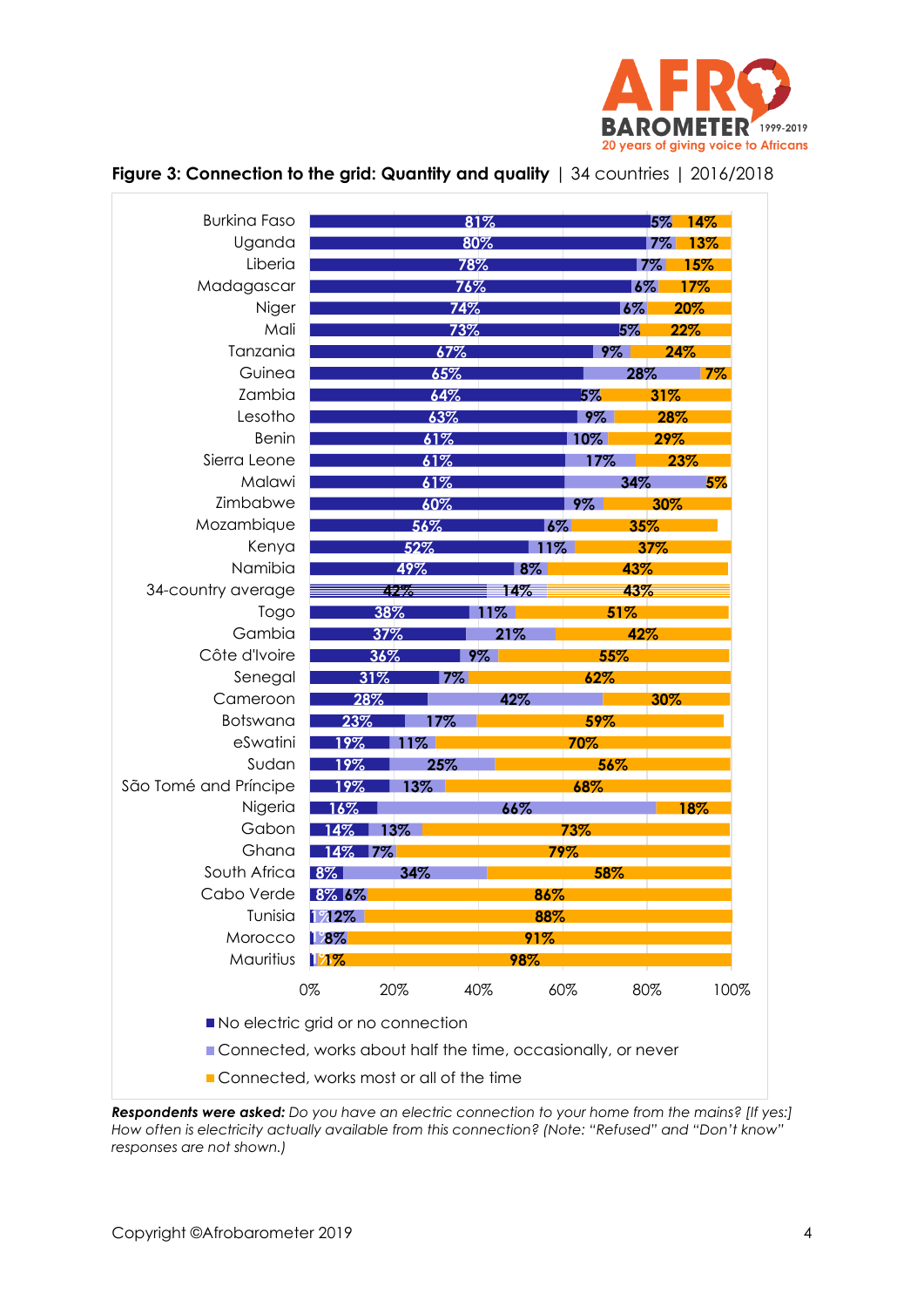**Figure 3: Connection to the grid: Quantity and quality** | 34 countries | 2016/2018

| Country | No electric grid or no connection | Connected, works about half the time, occasionally, or never | Connected, works most or all of the time |
|---|---|---|---|
| Burkina Faso | 81% | 5% | 14% |
| Uganda | 80% | 7% | 13% |
| Liberia | 78% | 7% | 15% |
| Madagascar | 76% | 6% | 17% |
| Niger | 74% | 6% | 20% |
| Mali | 73% | 5% | 22% |
| Tanzania | 67% | 9% | 24% |
| Guinea | 65% | 28% | 7% |
| Zambia | 64% | 5% | 31% |
| Lesotho | 63% | 9% | 28% |
| Benin | 61% | 10% | 29% |
| Sierra Leone | 61% | 17% | 23% |
| Malawi | 61% | 34% | 5% |
| Zimbabwe | 60% | 9% | 30% |
| Mozambique | 56% | 6% | 35% |
| Kenya | 52% | 11% | 37% |
| Namibia | 49% | 8% | 43% |
| 34-country average | 42% | 14% | 43% |
| Togo | 38% | 11% | 51% |
| Gambia | 37% | 21% | 42% |
| Côte d'Ivoire | 36% | 9% | 55% |
| Senegal | 31% | 7% | 62% |
| Cameroon | 28% | 42% | 30% |
| Botswana | 23% | 17% | 59% |
| eSwatini | 19% | 11% | 70% |
| Sudan | 19% | 25% | 56% |
| São Tomé and Príncipe | 19% | 13% | 68% |
| Nigeria | 16% | 66% | 18% |
| Gabon | 14% | 13% | 73% |
| Ghana | 14% | 7% | 79% |
| South Africa | 8% | 34% | 58% |
| Cabo Verde | 8% | 6% | 86% |
| Tunisia | 1% | 12% | 88% |
| Morocco | 1% | 8% | 91% |
| Mauritius | 1% | 1% | 98% |

***Respondents were asked:*** *Do you have an electric connection to your home from the mains? [If yes:] How often is electricity actually available from this connection? (Note: "Refused" and "Don't know" responses are not shown.)*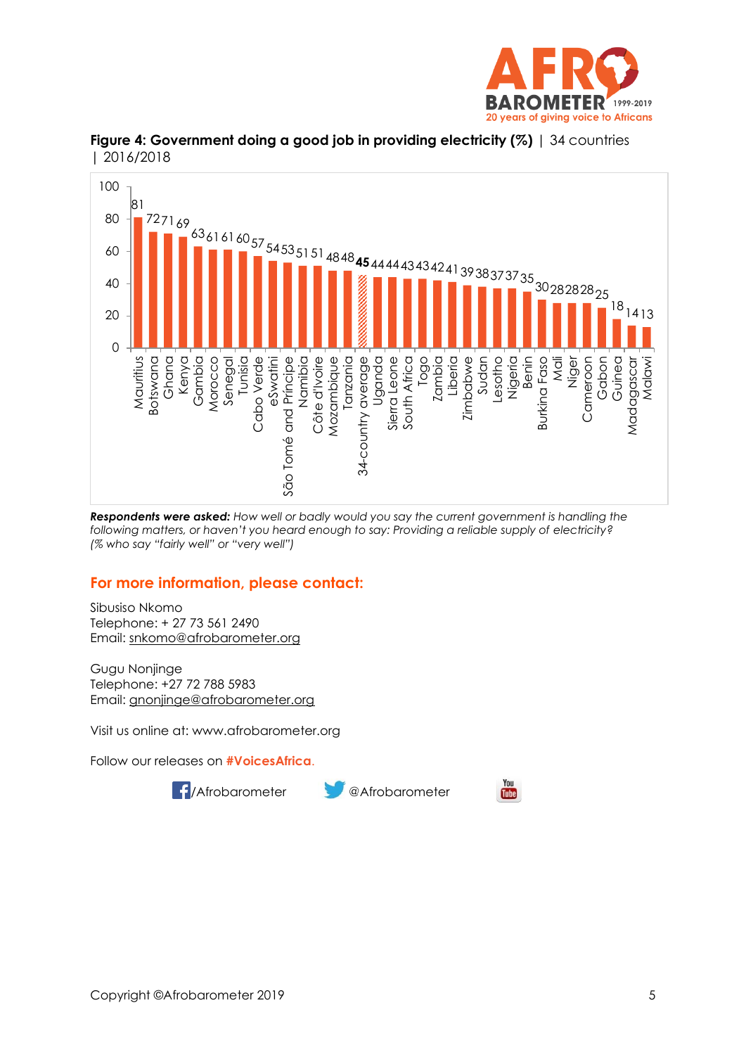**Figure 4: Government doing a good job in providing electricity (%)** | 34 countries | 2016/2018

100
80
60
40
20
0

81 72 71 69 63 61 61 60 57 54 53 51 51 48 48 **45** 44 44 43 43 42 41 39 38 37 37 35 30 28 28 28 25 18 14 13

Mauritius, Botswana, Ghana, Kenya, Gambia, Morocco, Senegal, Tunisia, Cabo Verde, eSwatini, São Tomé and Príncipe, Namibia, Côte d'Ivoire, Mozambique, Tanzania, 34-country average, Uganda, Sierra Leone, South Africa, Togo, Zambia, Liberia, Zimbabwe, Sudan, Lesotho, Nigeria, Benin, Burkina Faso, Mali, Niger, Cameroon, Gabon, Guinea, Madagascar, Malawi

***Respondents were asked:*** *How well or badly would you say the current government is handling the following matters, or haven't you heard enough to say: Providing a reliable supply of electricity? (% who say "fairly well" or "very well")*

## For more information, please contact:

Sibusiso Nkomo
Telephone: + 27 73 561 2490
Email: snkomo@afrobarometer.org

Gugu Nonjinge
Telephone: +27 72 788 5983
Email: gnonjinge@afrobarometer.org

Visit us online at: www.afrobarometer.org

Follow our releases on **#VoicesAfrica**.

/Afrobarometer @Afrobarometer

Copyright ©Afrobarometer 2019